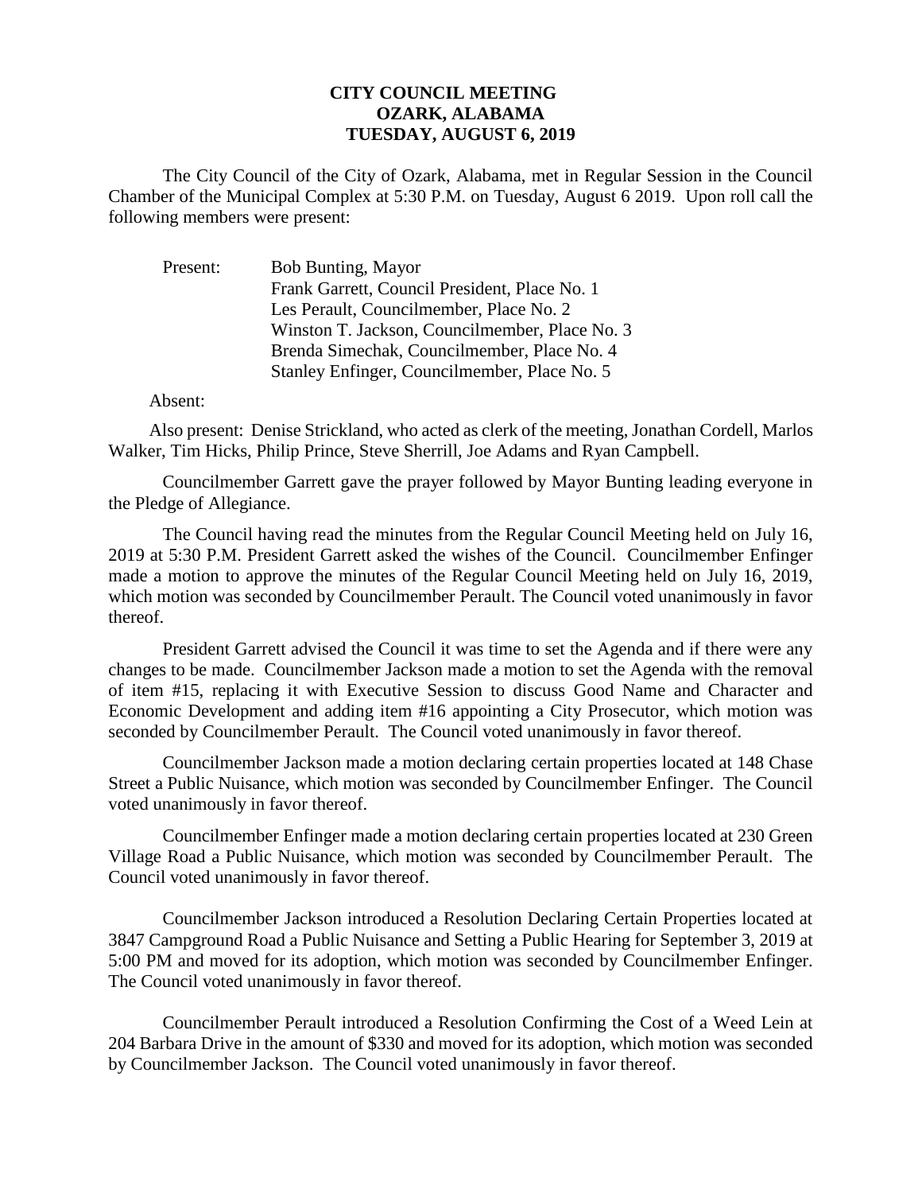# CITY COUNCIL MEETING
## OZARK, ALABAMA
## TUESDAY, AUGUST 6, 2019

The City Council of the City of Ozark, Alabama, met in Regular Session in the Council Chamber of the Municipal Complex at 5:30 P.M. on Tuesday, August 6 2019. Upon roll call the following members were present:

Present:
- Bob Bunting, Mayor
- Frank Garrett, Council President, Place No. 1
- Les Perault, Councilmember, Place No. 2
- Winston T. Jackson, Councilmember, Place No. 3
- Brenda Simechak, Councilmember, Place No. 4
- Stanley Enfinger, Councilmember, Place No. 5

Absent:

Also present: Denise Strickland, who acted as clerk of the meeting, Jonathan Cordell, Marlos Walker, Tim Hicks, Philip Prince, Steve Sherrill, Joe Adams and Ryan Campbell.

Councilmember Garrett gave the prayer followed by Mayor Bunting leading everyone in the Pledge of Allegiance.

The Council having read the minutes from the Regular Council Meeting held on July 16, 2019 at 5:30 P.M. President Garrett asked the wishes of the Council. Councilmember Enfinger made a motion to approve the minutes of the Regular Council Meeting held on July 16, 2019, which motion was seconded by Councilmember Perault. The Council voted unanimously in favor thereof.

President Garrett advised the Council it was time to set the Agenda and if there were any changes to be made. Councilmember Jackson made a motion to set the Agenda with the removal of item #15, replacing it with Executive Session to discuss Good Name and Character and Economic Development and adding item #16 appointing a City Prosecutor, which motion was seconded by Councilmember Perault. The Council voted unanimously in favor thereof.

Councilmember Jackson made a motion declaring certain properties located at 148 Chase Street a Public Nuisance, which motion was seconded by Councilmember Enfinger. The Council voted unanimously in favor thereof.

Councilmember Enfinger made a motion declaring certain properties located at 230 Green Village Road a Public Nuisance, which motion was seconded by Councilmember Perault. The Council voted unanimously in favor thereof.

Councilmember Jackson introduced a Resolution Declaring Certain Properties located at 3847 Campground Road a Public Nuisance and Setting a Public Hearing for September 3, 2019 at 5:00 PM and moved for its adoption, which motion was seconded by Councilmember Enfinger. The Council voted unanimously in favor thereof.

Councilmember Perault introduced a Resolution Confirming the Cost of a Weed Lein at 204 Barbara Drive in the amount of $330 and moved for its adoption, which motion was seconded by Councilmember Jackson. The Council voted unanimously in favor thereof.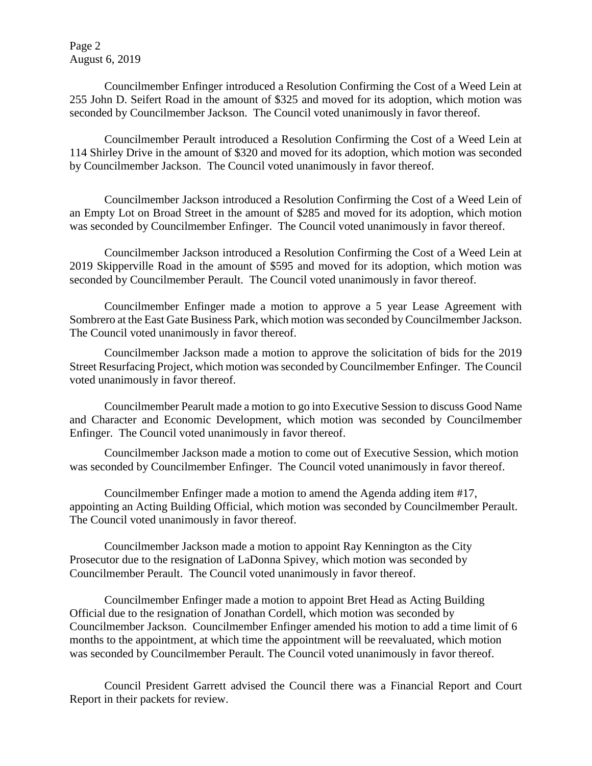Councilmember Enfinger introduced a Resolution Confirming the Cost of a Weed Lein at 255 John D. Seifert Road in the amount of $325 and moved for its adoption, which motion was seconded by Councilmember Jackson. The Council voted unanimously in favor thereof.

Councilmember Perault introduced a Resolution Confirming the Cost of a Weed Lein at 114 Shirley Drive in the amount of $320 and moved for its adoption, which motion was seconded by Councilmember Jackson. The Council voted unanimously in favor thereof.

Councilmember Jackson introduced a Resolution Confirming the Cost of a Weed Lein of an Empty Lot on Broad Street in the amount of $285 and moved for its adoption, which motion was seconded by Councilmember Enfinger. The Council voted unanimously in favor thereof.

Councilmember Jackson introduced a Resolution Confirming the Cost of a Weed Lein at 2019 Skipperville Road in the amount of $595 and moved for its adoption, which motion was seconded by Councilmember Perault. The Council voted unanimously in favor thereof.

Councilmember Enfinger made a motion to approve a 5 year Lease Agreement with Sombrero at the East Gate Business Park, which motion was seconded by Councilmember Jackson. The Council voted unanimously in favor thereof.

Councilmember Jackson made a motion to approve the solicitation of bids for the 2019 Street Resurfacing Project, which motion was seconded by Councilmember Enfinger. The Council voted unanimously in favor thereof.

Councilmember Pearult made a motion to go into Executive Session to discuss Good Name and Character and Economic Development, which motion was seconded by Councilmember Enfinger. The Council voted unanimously in favor thereof.

Councilmember Jackson made a motion to come out of Executive Session, which motion was seconded by Councilmember Enfinger. The Council voted unanimously in favor thereof.

Councilmember Enfinger made a motion to amend the Agenda adding item #17, appointing an Acting Building Official, which motion was seconded by Councilmember Perault. The Council voted unanimously in favor thereof.

Councilmember Jackson made a motion to appoint Ray Kennington as the City Prosecutor due to the resignation of LaDonna Spivey, which motion was seconded by Councilmember Perault. The Council voted unanimously in favor thereof.

Councilmember Enfinger made a motion to appoint Bret Head as Acting Building Official due to the resignation of Jonathan Cordell, which motion was seconded by Councilmember Jackson. Councilmember Enfinger amended his motion to add a time limit of 6 months to the appointment, at which time the appointment will be reevaluated, which motion was seconded by Councilmember Perault. The Council voted unanimously in favor thereof.

Council President Garrett advised the Council there was a Financial Report and Court Report in their packets for review.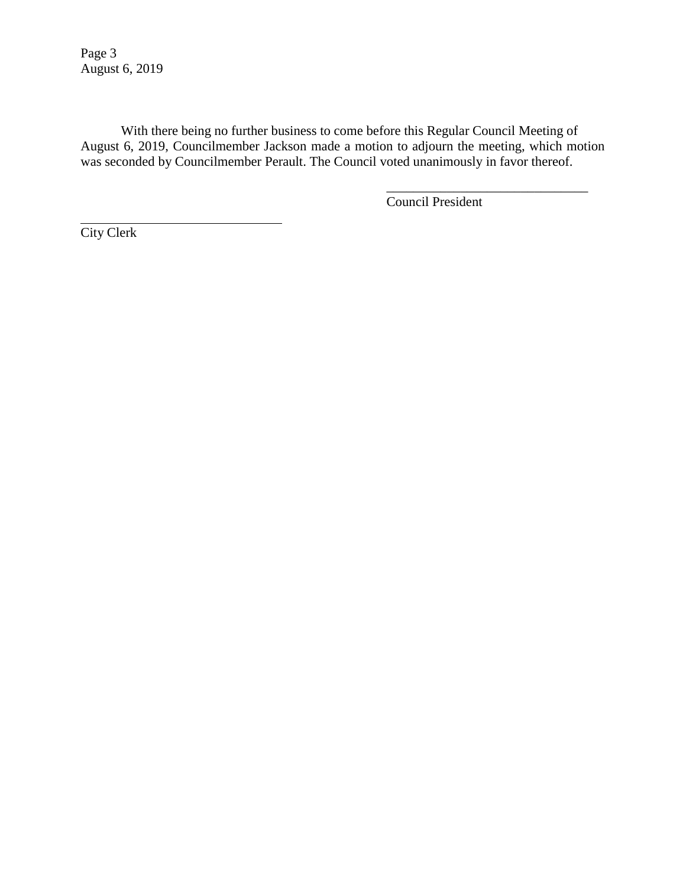With there being no further business to come before this Regular Council Meeting of August 6, 2019, Councilmember Jackson made a motion to adjourn the meeting, which motion was seconded by Councilmember Perault. The Council voted unanimously in favor thereof.

\_\_\_\_\_\_\_\_\_\_\_\_\_\_\_\_\_\_\_\_\_\_\_\_\_\_\_\_\_\_
Council President

\_\_\_\_\_\_\_\_\_\_\_\_\_\_\_\_\_\_\_\_\_\_\_\_\_\_\_\_\_\_
City Clerk